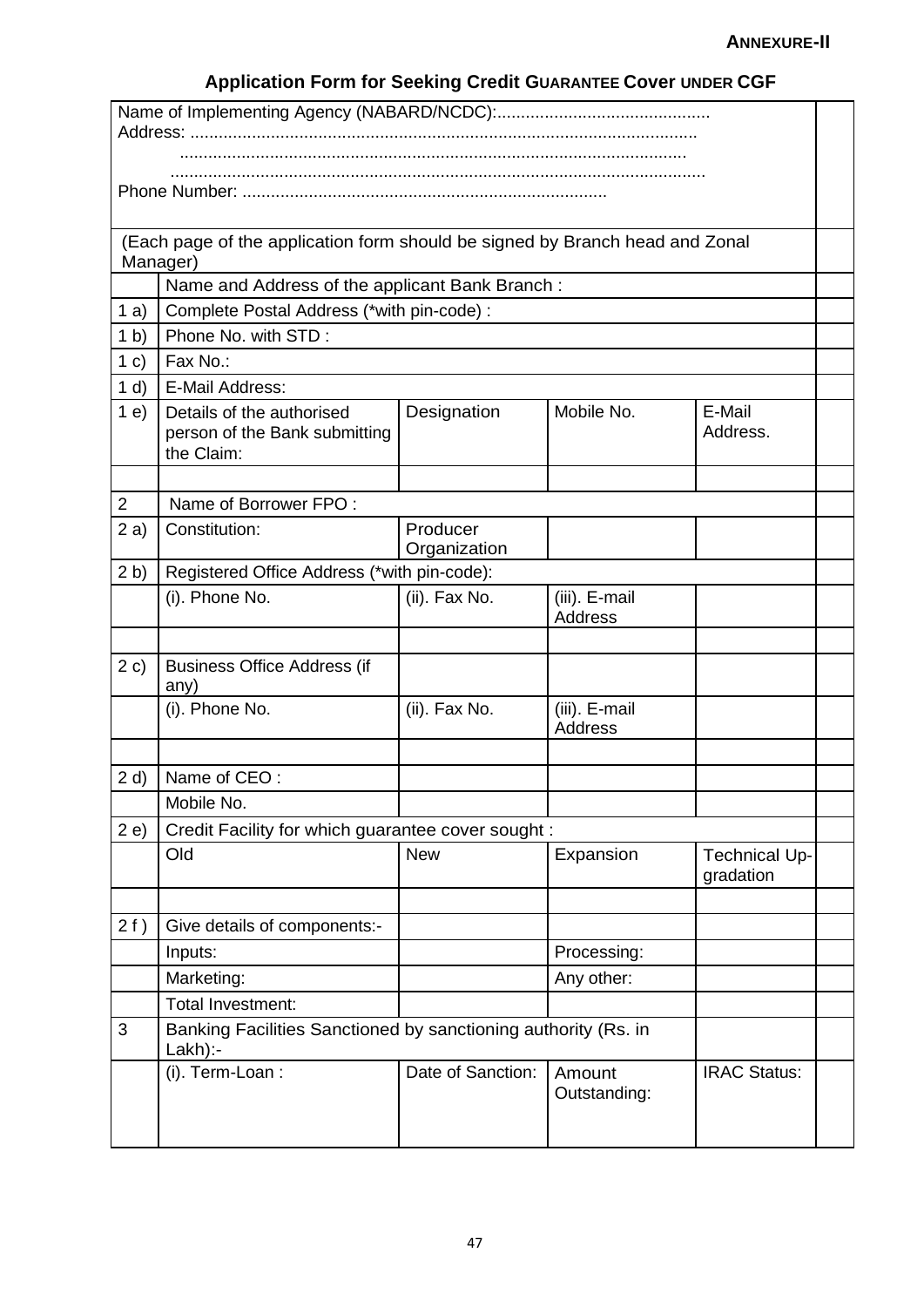**ANNEXURE-II**

## Application Form for Seeking Credit GUARANTEE Cover UNDER CGF

| | | | | | |
|---|---|---|---|---|---|
| Name of Implementing Agency (NABARD/NCDC):.............................................<br>Address: .........................................................................................................<br>..........................................................................................................<br>...............................................................................................................<br>Phone Number: ............................................................................ | | | | | |
| (Each page of the application form should be signed by Branch head and Zonal Manager) | | | | | |
| | Name and Address of the applicant Bank Branch : | | | | |
| 1 a) | Complete Postal Address (*with pin-code) : | | | | |
| 1 b) | Phone No. with STD : | | | | |
| 1 c) | Fax No.: | | | | |
| 1 d) | E-Mail Address: | | | | |
| 1 e) | Details of the authorised person of the Bank submitting the Claim: | Designation | Mobile No. | E-Mail Address. | |
| | | | | | |
| 2 | Name of Borrower FPO : | | | | |
| 2 a) | Constitution: | Producer Organization | | | |
| 2 b) | Registered Office Address (*with pin-code): | | | | |
| | (i). Phone No. | (ii). Fax No. | (iii). E-mail Address | | |
| | | | | | |
| 2 c) | Business Office Address (if any) | | | | |
| | (i). Phone No. | (ii). Fax No. | (iii). E-mail Address | | |
| | | | | | |
| 2 d) | Name of CEO : | | | | |
| | Mobile No. | | | | |
| 2 e) | Credit Facility for which guarantee cover sought : | | | | |
| | Old | New | Expansion | Technical Up-gradation | |
| | | | | | |
| 2 f ) | Give details of components:- | | | | |
| | Inputs: | | Processing: | | |
| | Marketing: | | Any other: | | |
| | Total Investment: | | | | |
| 3 | Banking Facilities Sanctioned by sanctioning authority (Rs. in Lakh):- | | | | |
| | (i). Term-Loan : | Date of Sanction: | Amount Outstanding: | IRAC Status: | |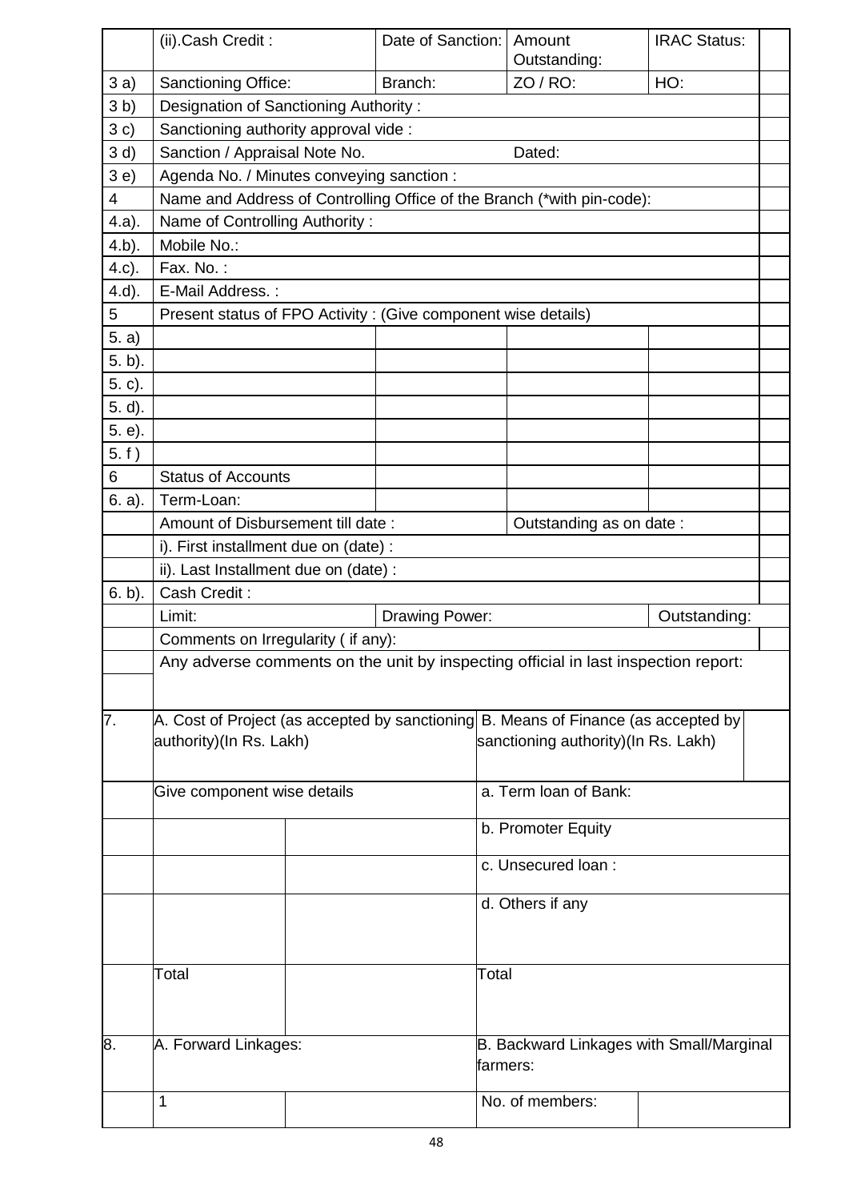|  | (ii).Cash Credit : | Date of Sanction: | Amount Outstanding: | IRAC Status: |  |
|---|---|---|---|---|---|
| 3 a) | Sanctioning Office: | Branch: | ZO / RO: | HO: |  |
| 3 b) | Designation of Sanctioning Authority : |  |  |  |  |
| 3 c) | Sanctioning authority approval vide : |  |  |  |  |
| 3 d) | Sanction / Appraisal Note No. |  | Dated: |  |  |
| 3 e) | Agenda No. / Minutes conveying sanction : |  |  |  |  |
| 4 | Name and Address of Controlling Office of the Branch (*with pin-code): |  |  |  |  |
| 4.a). | Name of Controlling Authority : |  |  |  |  |
| 4.b). | Mobile No.: |  |  |  |  |
| 4.c). | Fax. No. : |  |  |  |  |
| 4.d). | E-Mail Address. : |  |  |  |  |
| 5 | Present status of FPO Activity : (Give component wise details) |  |  |  |  |
| 5. a) |  |  |  |  |  |
| 5. b). |  |  |  |  |  |
| 5. c). |  |  |  |  |  |
| 5. d). |  |  |  |  |  |
| 5. e). |  |  |  |  |  |
| 5. f ) |  |  |  |  |  |
| 6 | Status of Accounts |  |  |  |  |
| 6. a). | Term-Loan: |  |  |  |  |
|  | Amount of Disbursement till date : |  | Outstanding as on date : |  |  |
|  | i). First installment due on (date) : |  |  |  |  |
|  | ii). Last Installment due on (date) : |  |  |  |  |
| 6. b). | Cash Credit : |  |  |  |  |
|  | Limit: | Drawing Power: |  | Outstanding: |  |
|  | Comments on Irregularity ( if any): |  |  |  |  |
|  | Any adverse comments on the unit by inspecting official in last inspection report: |  |  |  |  |

| 7. | A. Cost of Project (as accepted by sanctioning authority)(In Rs. Lakh) |  | B. Means of Finance (as accepted by sanctioning authority)(In Rs. Lakh) |  |
|---|---|---|---|---|
|  | Give component wise details |  | a. Term loan of Bank: |  |
|  |  |  | b. Promoter Equity |  |
|  |  |  | c. Unsecured loan : |  |
|  |  |  | d. Others if any |  |
|  | Total |  | Total |  |
| 8. | A. Forward Linkages: |  | B. Backward Linkages with Small/Marginal farmers: |  |
|  | 1 |  | No. of members: |  |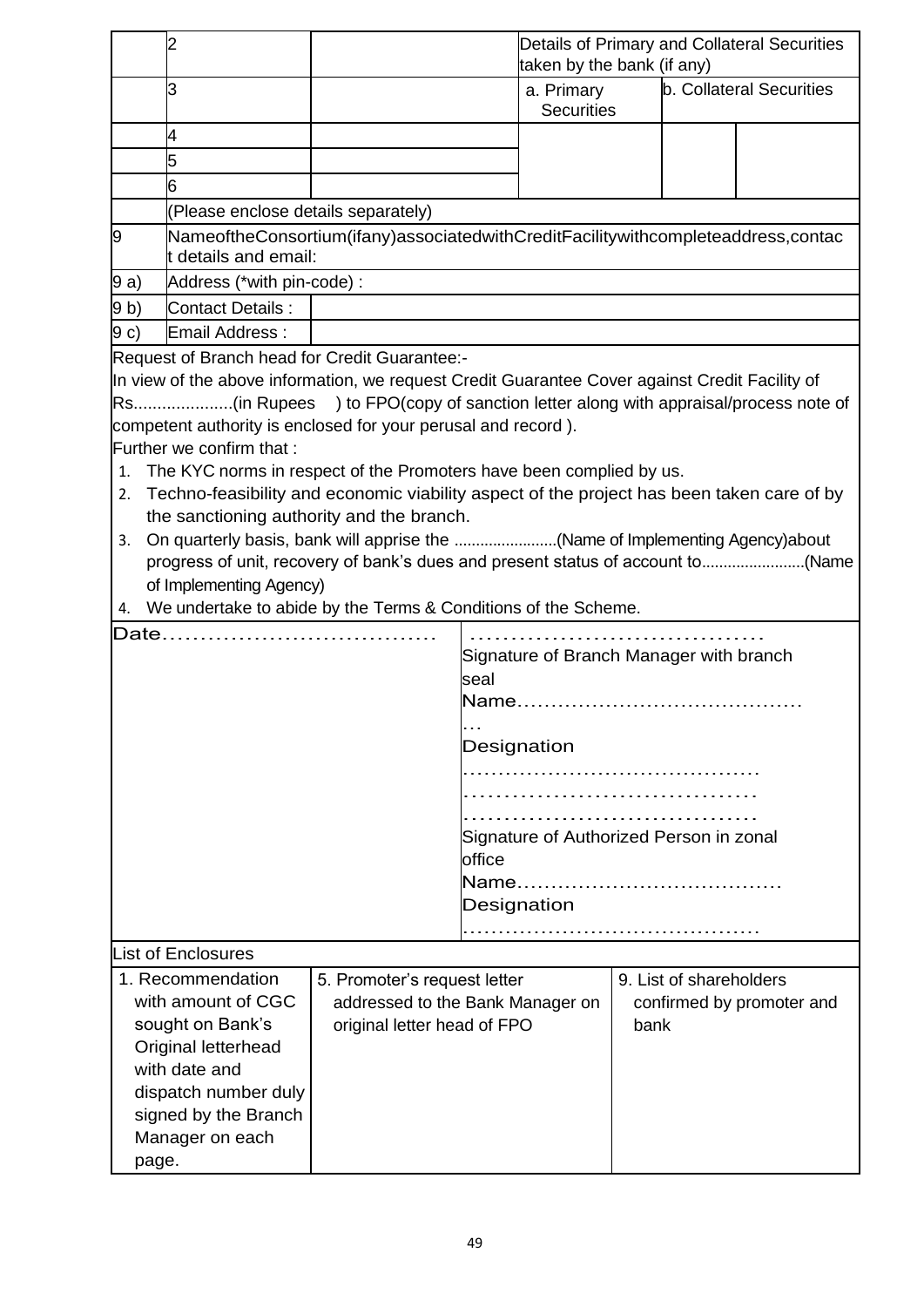| | | | | | |
|---|---|---|---|---|---|
| | 2 | | Details of Primary and Collateral Securities taken by the bank (if any) | | |
| | 3 | | a. Primary Securities | b. Collateral Securities | |
| | 4 | | | | |
| | 5 | | | | |
| | 6 | | | | |
| | (Please enclose details separately) | | | | |
| 9 | NameoftheConsortium(ifany)associatedwithCreditFacilitywithcompleteaddress,contact details and email: | | | | |
| 9 a) | Address (*with pin-code) : | | | | |
| 9 b) | Contact Details : | | | | |
| 9 c) | Email Address : | | | | |

Request of Branch head for Credit Guarantee:-

In view of the above information, we request Credit Guarantee Cover against Credit Facility of Rs.....................(in Rupees ) to FPO(copy of sanction letter along with appraisal/process note of competent authority is enclosed for your perusal and record ).

Further we confirm that :

1. The KYC norms in respect of the Promoters have been complied by us.
2. Techno-feasibility and economic viability aspect of the project has been taken care of by the sanctioning authority and the branch.
3. On quarterly basis, bank will apprise the ........................(Name of Implementing Agency)about progress of unit, recovery of bank's dues and present status of account to........................(Name of Implementing Agency)
4. We undertake to abide by the Terms & Conditions of the Scheme.

| | |
|---|---|
| Date.................................... | .................................... Signature of Branch Manager with branch seal Name............................................ Designation ......................................... |
| | .................................... Signature of Authorized Person in zonal office Name...................................... Designation ......................................... |

List of Enclosures

| | | |
|---|---|---|
| 1. Recommendation with amount of CGC sought on Bank's Original letterhead with date and dispatch number duly signed by the Branch Manager on each page. | 5. Promoter's request letter addressed to the Bank Manager on original letter head of FPO | 9. List of shareholders confirmed by promoter and bank |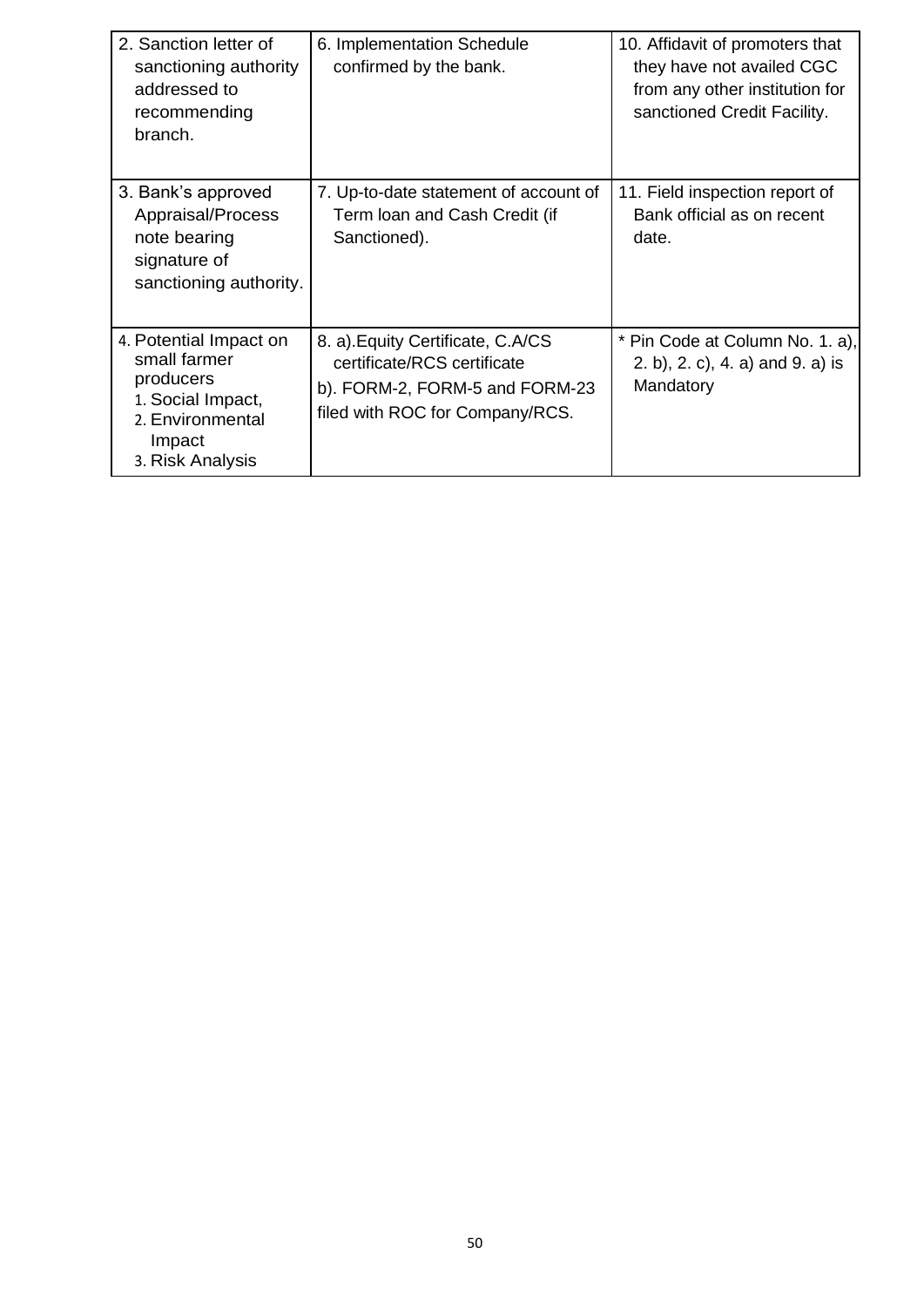| | | |
|---|---|---|
| 2. Sanction letter of sanctioning authority addressed to recommending branch. | 6. Implementation Schedule confirmed by the bank. | 10. Affidavit of promoters that they have not availed CGC from any other institution for sanctioned Credit Facility. |
| 3. Bank's approved Appraisal/Process note bearing signature of sanctioning authority. | 7. Up-to-date statement of account of Term loan and Cash Credit (if Sanctioned). | 11. Field inspection report of Bank official as on recent date. |
| 4. Potential Impact on small farmer producers<br>1. Social Impact,<br>2. Environmental Impact<br>3. Risk Analysis | 8. a).Equity Certificate, C.A/CS certificate/RCS certificate<br>b). FORM-2, FORM-5 and FORM-23 filed with ROC for Company/RCS. | * Pin Code at Column No. 1. a), 2. b), 2. c), 4. a) and 9. a) is Mandatory |